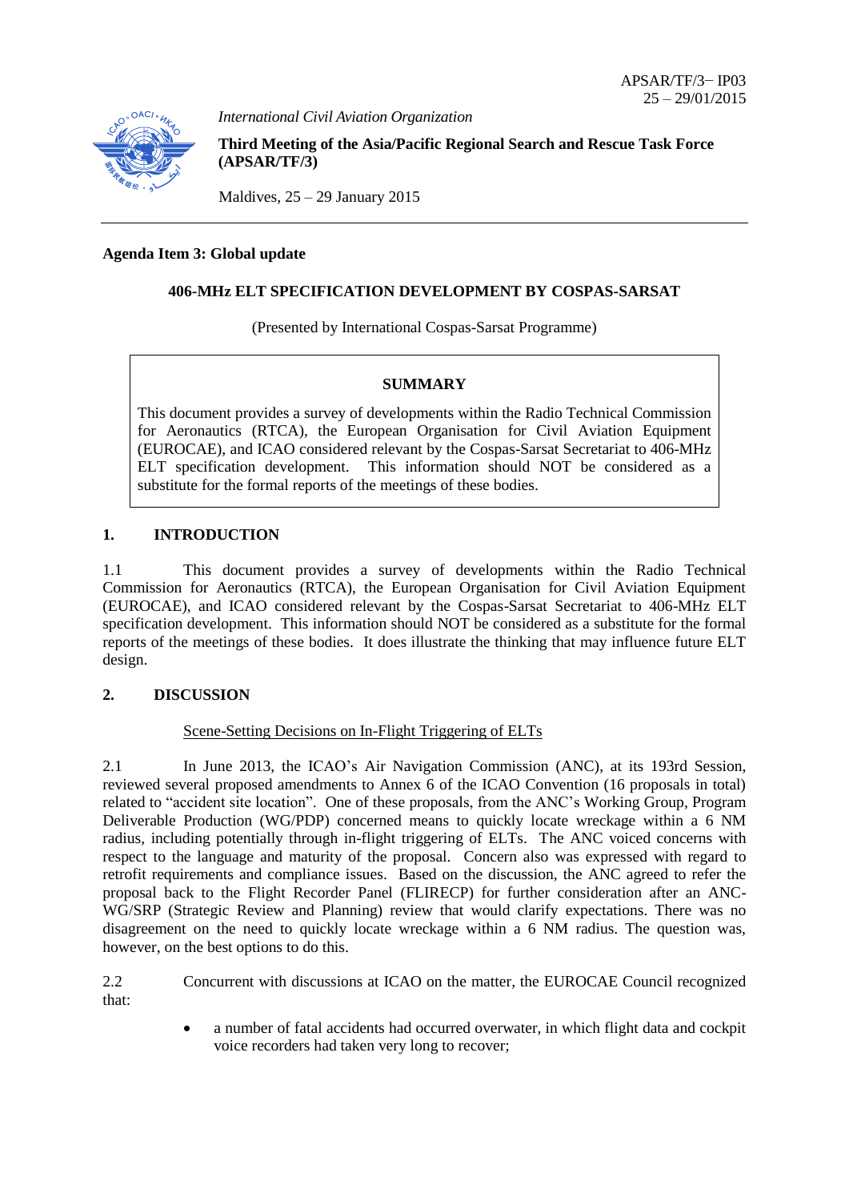APSAR/TF/3− IP03
25 – 29/01/2015

*International Civil Aviation Organization*

**Third Meeting of the Asia/Pacific Regional Search and Rescue Task Force (APSAR/TF/3)**

Maldives, 25 – 29 January 2015

---

**Agenda Item 3: Global update**

**406-MHz ELT SPECIFICATION DEVELOPMENT BY COSPAS-SARSAT**

(Presented by International Cospas-Sarsat Programme)

> **SUMMARY**
>
> This document provides a survey of developments within the Radio Technical Commission for Aeronautics (RTCA), the European Organisation for Civil Aviation Equipment (EUROCAE), and ICAO considered relevant by the Cospas-Sarsat Secretariat to 406-MHz ELT specification development. This information should NOT be considered as a substitute for the formal reports of the meetings of these bodies.

## 1. INTRODUCTION

1.1 This document provides a survey of developments within the Radio Technical Commission for Aeronautics (RTCA), the European Organisation for Civil Aviation Equipment (EUROCAE), and ICAO considered relevant by the Cospas-Sarsat Secretariat to 406-MHz ELT specification development. This information should NOT be considered as a substitute for the formal reports of the meetings of these bodies. It does illustrate the thinking that may influence future ELT design.

## 2. DISCUSSION

Scene-Setting Decisions on In-Flight Triggering of ELTs

2.1 In June 2013, the ICAO's Air Navigation Commission (ANC), at its 193rd Session, reviewed several proposed amendments to Annex 6 of the ICAO Convention (16 proposals in total) related to "accident site location". One of these proposals, from the ANC's Working Group, Program Deliverable Production (WG/PDP) concerned means to quickly locate wreckage within a 6 NM radius, including potentially through in-flight triggering of ELTs. The ANC voiced concerns with respect to the language and maturity of the proposal. Concern also was expressed with regard to retrofit requirements and compliance issues. Based on the discussion, the ANC agreed to refer the proposal back to the Flight Recorder Panel (FLIRECP) for further consideration after an ANC-WG/SRP (Strategic Review and Planning) review that would clarify expectations. There was no disagreement on the need to quickly locate wreckage within a 6 NM radius. The question was, however, on the best options to do this.

2.2 Concurrent with discussions at ICAO on the matter, the EUROCAE Council recognized that:

- a number of fatal accidents had occurred overwater, in which flight data and cockpit voice recorders had taken very long to recover;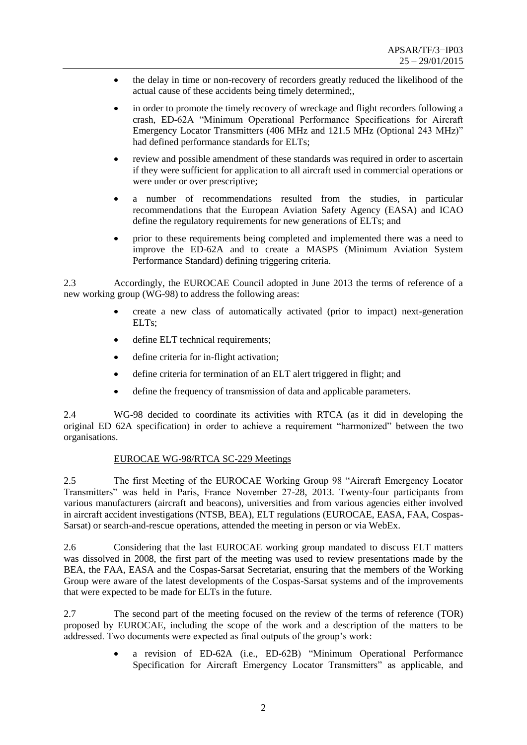- the delay in time or non-recovery of recorders greatly reduced the likelihood of the actual cause of these accidents being timely determined;,
- in order to promote the timely recovery of wreckage and flight recorders following a crash, ED-62A "Minimum Operational Performance Specifications for Aircraft Emergency Locator Transmitters (406 MHz and 121.5 MHz (Optional 243 MHz)" had defined performance standards for ELTs;
- review and possible amendment of these standards was required in order to ascertain if they were sufficient for application to all aircraft used in commercial operations or were under or over prescriptive;
- a number of recommendations resulted from the studies, in particular recommendations that the European Aviation Safety Agency (EASA) and ICAO define the regulatory requirements for new generations of ELTs; and
- prior to these requirements being completed and implemented there was a need to improve the ED-62A and to create a MASPS (Minimum Aviation System Performance Standard) defining triggering criteria.

2.3 Accordingly, the EUROCAE Council adopted in June 2013 the terms of reference of a new working group (WG-98) to address the following areas:

- create a new class of automatically activated (prior to impact) next-generation ELTs;
- define ELT technical requirements;
- define criteria for in-flight activation;
- define criteria for termination of an ELT alert triggered in flight; and
- define the frequency of transmission of data and applicable parameters.

2.4 WG-98 decided to coordinate its activities with RTCA (as it did in developing the original ED 62A specification) in order to achieve a requirement "harmonized" between the two organisations.

EUROCAE WG-98/RTCA SC-229 Meetings

2.5 The first Meeting of the EUROCAE Working Group 98 "Aircraft Emergency Locator Transmitters" was held in Paris, France November 27-28, 2013. Twenty-four participants from various manufacturers (aircraft and beacons), universities and from various agencies either involved in aircraft accident investigations (NTSB, BEA), ELT regulations (EUROCAE, EASA, FAA, Cospas-Sarsat) or search-and-rescue operations, attended the meeting in person or via WebEx.

2.6 Considering that the last EUROCAE working group mandated to discuss ELT matters was dissolved in 2008, the first part of the meeting was used to review presentations made by the BEA, the FAA, EASA and the Cospas-Sarsat Secretariat, ensuring that the members of the Working Group were aware of the latest developments of the Cospas-Sarsat systems and of the improvements that were expected to be made for ELTs in the future.

2.7 The second part of the meeting focused on the review of the terms of reference (TOR) proposed by EUROCAE, including the scope of the work and a description of the matters to be addressed. Two documents were expected as final outputs of the group's work:

- a revision of ED-62A (i.e., ED-62B) "Minimum Operational Performance Specification for Aircraft Emergency Locator Transmitters" as applicable, and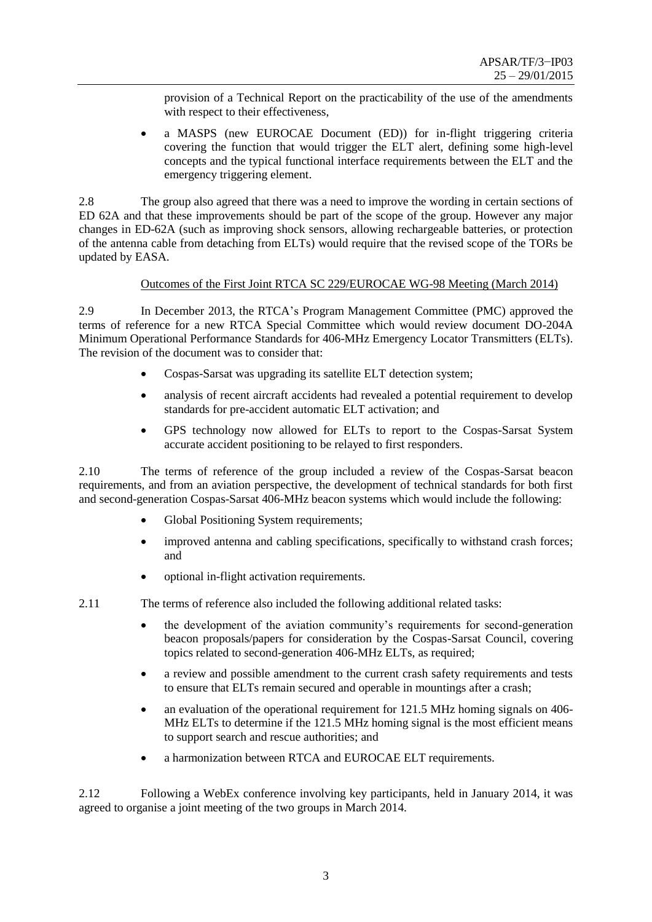provision of a Technical Report on the practicability of the use of the amendments with respect to their effectiveness,

- a MASPS (new EUROCAE Document (ED)) for in-flight triggering criteria covering the function that would trigger the ELT alert, defining some high-level concepts and the typical functional interface requirements between the ELT and the emergency triggering element.

2.8 The group also agreed that there was a need to improve the wording in certain sections of ED 62A and that these improvements should be part of the scope of the group. However any major changes in ED-62A (such as improving shock sensors, allowing rechargeable batteries, or protection of the antenna cable from detaching from ELTs) would require that the revised scope of the TORs be updated by EASA.

Outcomes of the First Joint RTCA SC 229/EUROCAE WG-98 Meeting (March 2014)

2.9 In December 2013, the RTCA's Program Management Committee (PMC) approved the terms of reference for a new RTCA Special Committee which would review document DO-204A Minimum Operational Performance Standards for 406-MHz Emergency Locator Transmitters (ELTs). The revision of the document was to consider that:

- Cospas-Sarsat was upgrading its satellite ELT detection system;
- analysis of recent aircraft accidents had revealed a potential requirement to develop standards for pre-accident automatic ELT activation; and
- GPS technology now allowed for ELTs to report to the Cospas-Sarsat System accurate accident positioning to be relayed to first responders.

2.10 The terms of reference of the group included a review of the Cospas-Sarsat beacon requirements, and from an aviation perspective, the development of technical standards for both first and second-generation Cospas-Sarsat 406-MHz beacon systems which would include the following:

- Global Positioning System requirements;
- improved antenna and cabling specifications, specifically to withstand crash forces; and
- optional in-flight activation requirements.

2.11 The terms of reference also included the following additional related tasks:

- the development of the aviation community's requirements for second-generation beacon proposals/papers for consideration by the Cospas-Sarsat Council, covering topics related to second-generation 406-MHz ELTs, as required;
- a review and possible amendment to the current crash safety requirements and tests to ensure that ELTs remain secured and operable in mountings after a crash;
- an evaluation of the operational requirement for 121.5 MHz homing signals on 406-MHz ELTs to determine if the 121.5 MHz homing signal is the most efficient means to support search and rescue authorities; and
- a harmonization between RTCA and EUROCAE ELT requirements.

2.12 Following a WebEx conference involving key participants, held in January 2014, it was agreed to organise a joint meeting of the two groups in March 2014.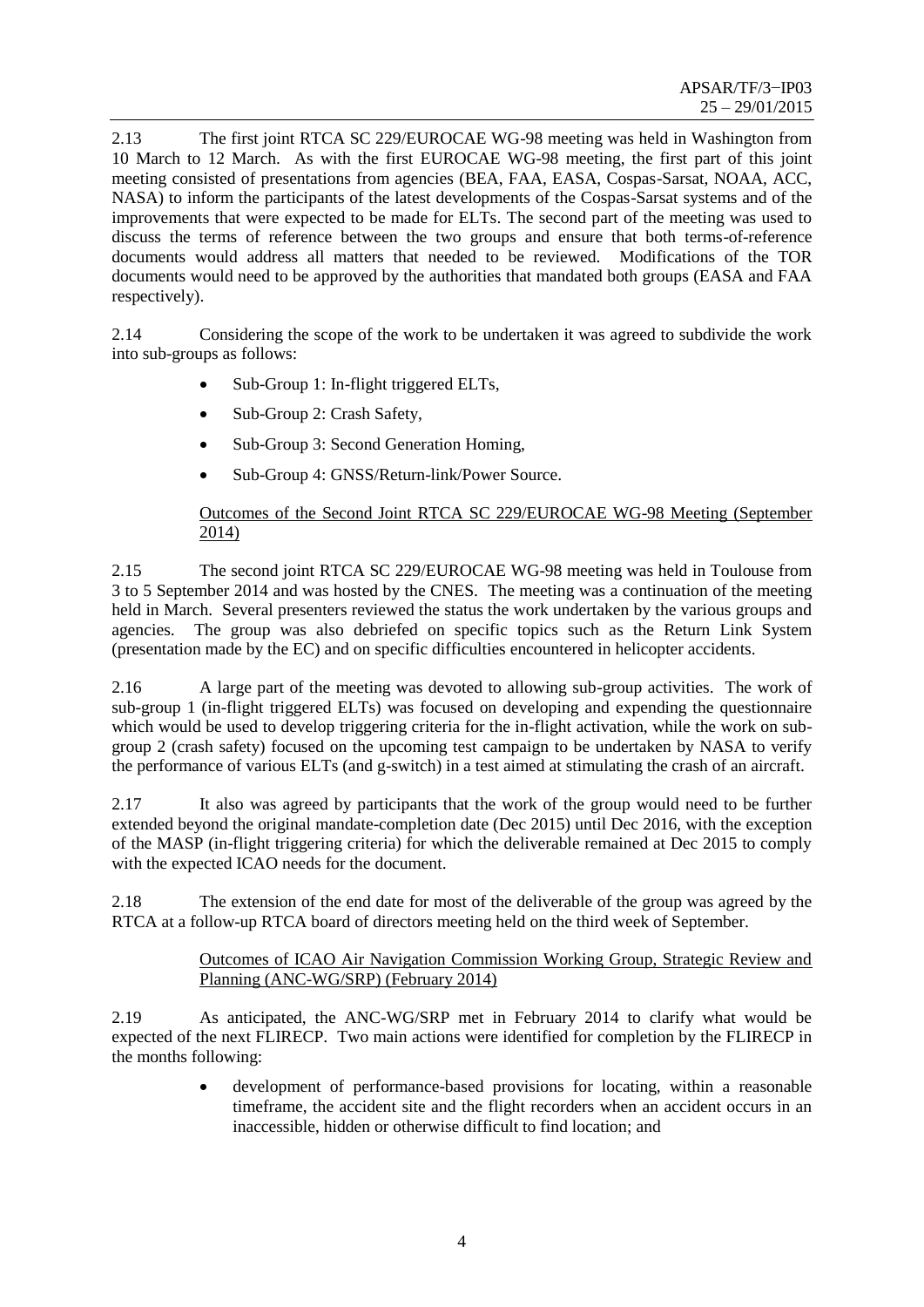2.13 The first joint RTCA SC 229/EUROCAE WG-98 meeting was held in Washington from 10 March to 12 March. As with the first EUROCAE WG-98 meeting, the first part of this joint meeting consisted of presentations from agencies (BEA, FAA, EASA, Cospas-Sarsat, NOAA, ACC, NASA) to inform the participants of the latest developments of the Cospas-Sarsat systems and of the improvements that were expected to be made for ELTs. The second part of the meeting was used to discuss the terms of reference between the two groups and ensure that both terms-of-reference documents would address all matters that needed to be reviewed. Modifications of the TOR documents would need to be approved by the authorities that mandated both groups (EASA and FAA respectively).

2.14 Considering the scope of the work to be undertaken it was agreed to subdivide the work into sub-groups as follows:

- Sub-Group 1: In-flight triggered ELTs,
- Sub-Group 2: Crash Safety,
- Sub-Group 3: Second Generation Homing,
- Sub-Group 4: GNSS/Return-link/Power Source.

<u>Outcomes of the Second Joint RTCA SC 229/EUROCAE WG-98 Meeting (September 2014)</u>

2.15 The second joint RTCA SC 229/EUROCAE WG-98 meeting was held in Toulouse from 3 to 5 September 2014 and was hosted by the CNES. The meeting was a continuation of the meeting held in March. Several presenters reviewed the status the work undertaken by the various groups and agencies. The group was also debriefed on specific topics such as the Return Link System (presentation made by the EC) and on specific difficulties encountered in helicopter accidents.

2.16 A large part of the meeting was devoted to allowing sub-group activities. The work of sub-group 1 (in-flight triggered ELTs) was focused on developing and expending the questionnaire which would be used to develop triggering criteria for the in-flight activation, while the work on sub-group 2 (crash safety) focused on the upcoming test campaign to be undertaken by NASA to verify the performance of various ELTs (and g-switch) in a test aimed at stimulating the crash of an aircraft.

2.17 It also was agreed by participants that the work of the group would need to be further extended beyond the original mandate-completion date (Dec 2015) until Dec 2016, with the exception of the MASP (in-flight triggering criteria) for which the deliverable remained at Dec 2015 to comply with the expected ICAO needs for the document.

2.18 The extension of the end date for most of the deliverable of the group was agreed by the RTCA at a follow-up RTCA board of directors meeting held on the third week of September.

<u>Outcomes of ICAO Air Navigation Commission Working Group, Strategic Review and Planning (ANC-WG/SRP) (February 2014)</u>

2.19 As anticipated, the ANC-WG/SRP met in February 2014 to clarify what would be expected of the next FLIRECP. Two main actions were identified for completion by the FLIRECP in the months following:

- development of performance-based provisions for locating, within a reasonable timeframe, the accident site and the flight recorders when an accident occurs in an inaccessible, hidden or otherwise difficult to find location; and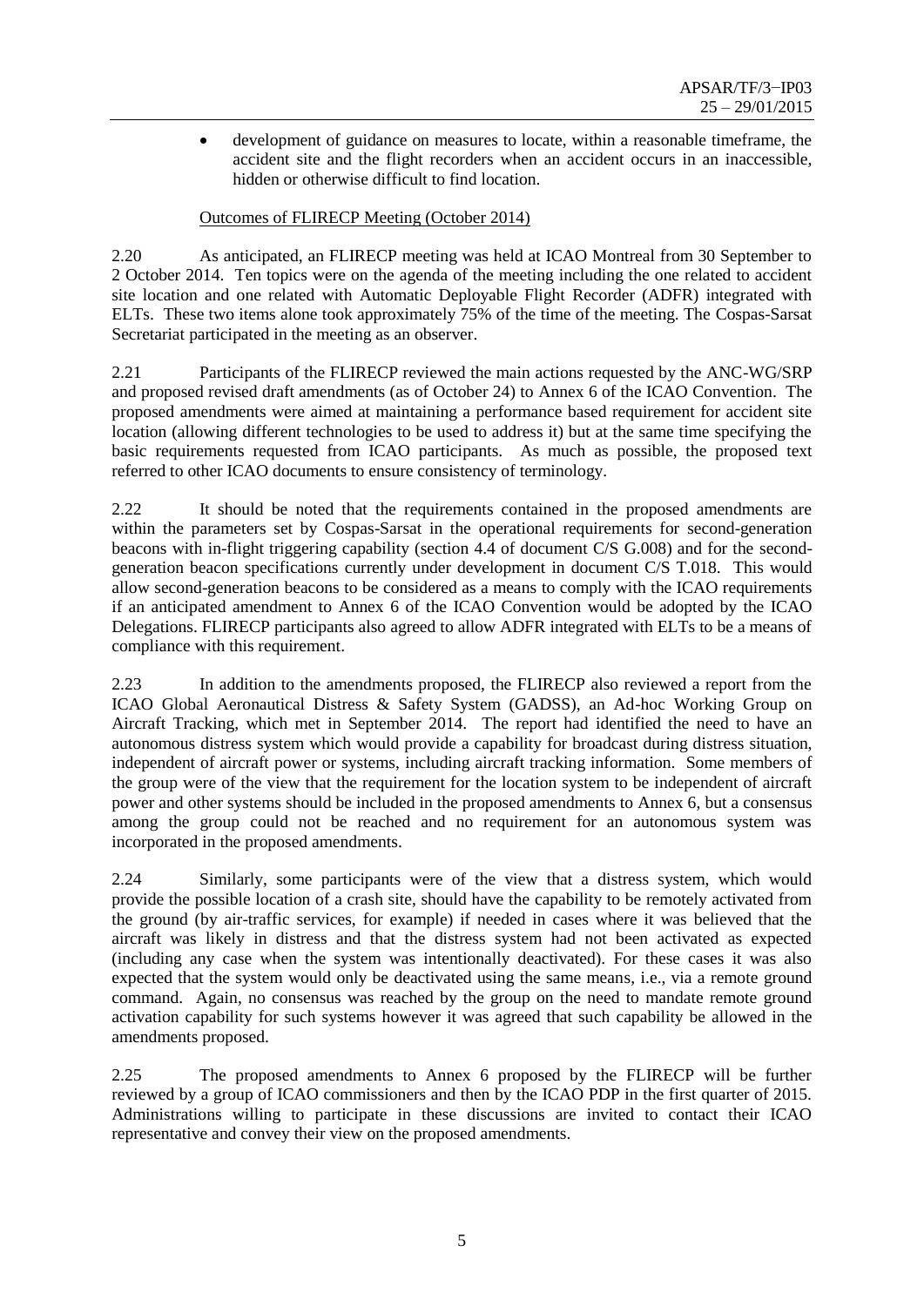- development of guidance on measures to locate, within a reasonable timeframe, the accident site and the flight recorders when an accident occurs in an inaccessible, hidden or otherwise difficult to find location.

Outcomes of FLIRECP Meeting (October 2014)

2.20 As anticipated, an FLIRECP meeting was held at ICAO Montreal from 30 September to 2 October 2014. Ten topics were on the agenda of the meeting including the one related to accident site location and one related with Automatic Deployable Flight Recorder (ADFR) integrated with ELTs. These two items alone took approximately 75% of the time of the meeting. The Cospas-Sarsat Secretariat participated in the meeting as an observer.

2.21 Participants of the FLIRECP reviewed the main actions requested by the ANC-WG/SRP and proposed revised draft amendments (as of October 24) to Annex 6 of the ICAO Convention. The proposed amendments were aimed at maintaining a performance based requirement for accident site location (allowing different technologies to be used to address it) but at the same time specifying the basic requirements requested from ICAO participants. As much as possible, the proposed text referred to other ICAO documents to ensure consistency of terminology.

2.22 It should be noted that the requirements contained in the proposed amendments are within the parameters set by Cospas-Sarsat in the operational requirements for second-generation beacons with in-flight triggering capability (section 4.4 of document C/S G.008) and for the second-generation beacon specifications currently under development in document C/S T.018. This would allow second-generation beacons to be considered as a means to comply with the ICAO requirements if an anticipated amendment to Annex 6 of the ICAO Convention would be adopted by the ICAO Delegations. FLIRECP participants also agreed to allow ADFR integrated with ELTs to be a means of compliance with this requirement.

2.23 In addition to the amendments proposed, the FLIRECP also reviewed a report from the ICAO Global Aeronautical Distress & Safety System (GADSS), an Ad-hoc Working Group on Aircraft Tracking, which met in September 2014. The report had identified the need to have an autonomous distress system which would provide a capability for broadcast during distress situation, independent of aircraft power or systems, including aircraft tracking information. Some members of the group were of the view that the requirement for the location system to be independent of aircraft power and other systems should be included in the proposed amendments to Annex 6, but a consensus among the group could not be reached and no requirement for an autonomous system was incorporated in the proposed amendments.

2.24 Similarly, some participants were of the view that a distress system, which would provide the possible location of a crash site, should have the capability to be remotely activated from the ground (by air-traffic services, for example) if needed in cases where it was believed that the aircraft was likely in distress and that the distress system had not been activated as expected (including any case when the system was intentionally deactivated). For these cases it was also expected that the system would only be deactivated using the same means, i.e., via a remote ground command. Again, no consensus was reached by the group on the need to mandate remote ground activation capability for such systems however it was agreed that such capability be allowed in the amendments proposed.

2.25 The proposed amendments to Annex 6 proposed by the FLIRECP will be further reviewed by a group of ICAO commissioners and then by the ICAO PDP in the first quarter of 2015. Administrations willing to participate in these discussions are invited to contact their ICAO representative and convey their view on the proposed amendments.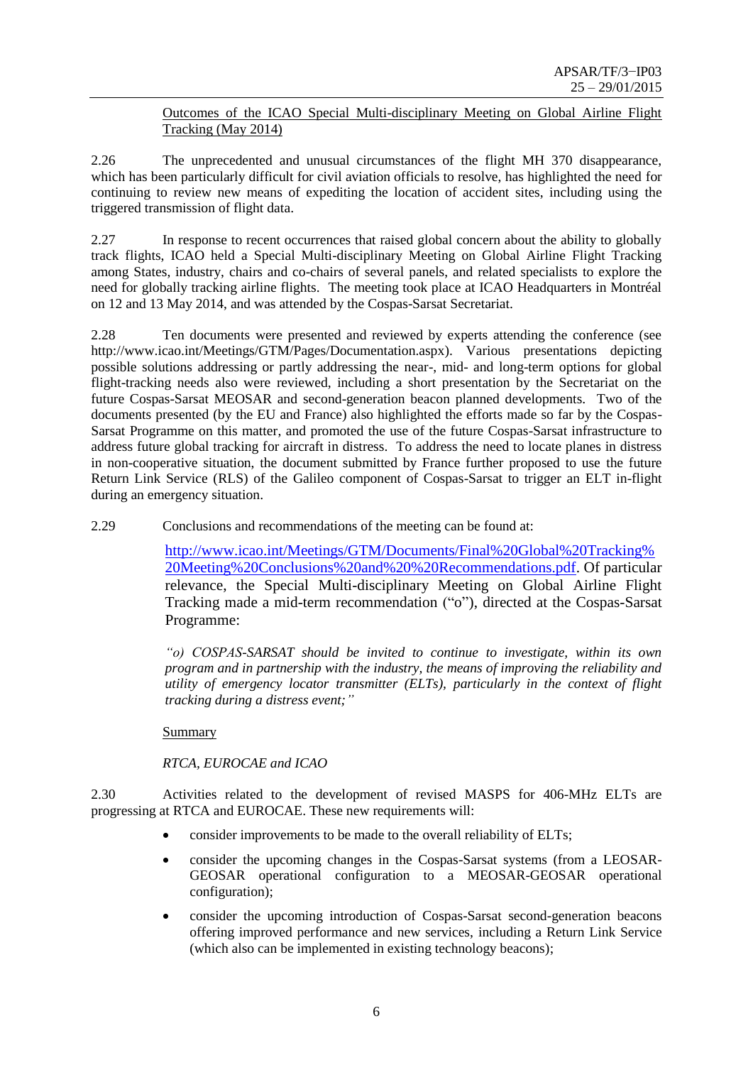Outcomes of the ICAO Special Multi-disciplinary Meeting on Global Airline Flight Tracking (May 2014)

2.26 The unprecedented and unusual circumstances of the flight MH 370 disappearance, which has been particularly difficult for civil aviation officials to resolve, has highlighted the need for continuing to review new means of expediting the location of accident sites, including using the triggered transmission of flight data.

2.27 In response to recent occurrences that raised global concern about the ability to globally track flights, ICAO held a Special Multi-disciplinary Meeting on Global Airline Flight Tracking among States, industry, chairs and co-chairs of several panels, and related specialists to explore the need for globally tracking airline flights. The meeting took place at ICAO Headquarters in Montréal on 12 and 13 May 2014, and was attended by the Cospas-Sarsat Secretariat.

2.28 Ten documents were presented and reviewed by experts attending the conference (see http://www.icao.int/Meetings/GTM/Pages/Documentation.aspx). Various presentations depicting possible solutions addressing or partly addressing the near-, mid- and long-term options for global flight-tracking needs also were reviewed, including a short presentation by the Secretariat on the future Cospas-Sarsat MEOSAR and second-generation beacon planned developments. Two of the documents presented (by the EU and France) also highlighted the efforts made so far by the Cospas-Sarsat Programme on this matter, and promoted the use of the future Cospas-Sarsat infrastructure to address future global tracking for aircraft in distress. To address the need to locate planes in distress in non-cooperative situation, the document submitted by France further proposed to use the future Return Link Service (RLS) of the Galileo component of Cospas-Sarsat to trigger an ELT in-flight during an emergency situation.

2.29 Conclusions and recommendations of the meeting can be found at:

http://www.icao.int/Meetings/GTM/Documents/Final%20Global%20Tracking%20Meeting%20Conclusions%20and%20%20Recommendations.pdf. Of particular relevance, the Special Multi-disciplinary Meeting on Global Airline Flight Tracking made a mid-term recommendation ("o"), directed at the Cospas-Sarsat Programme:

*"o) COSPAS-SARSAT should be invited to continue to investigate, within its own program and in partnership with the industry, the means of improving the reliability and utility of emergency locator transmitter (ELTs), particularly in the context of flight tracking during a distress event;"*

Summary

*RTCA, EUROCAE and ICAO*

2.30 Activities related to the development of revised MASPS for 406-MHz ELTs are progressing at RTCA and EUROCAE. These new requirements will:

- consider improvements to be made to the overall reliability of ELTs;
- consider the upcoming changes in the Cospas-Sarsat systems (from a LEOSAR-GEOSAR operational configuration to a MEOSAR-GEOSAR operational configuration);
- consider the upcoming introduction of Cospas-Sarsat second-generation beacons offering improved performance and new services, including a Return Link Service (which also can be implemented in existing technology beacons);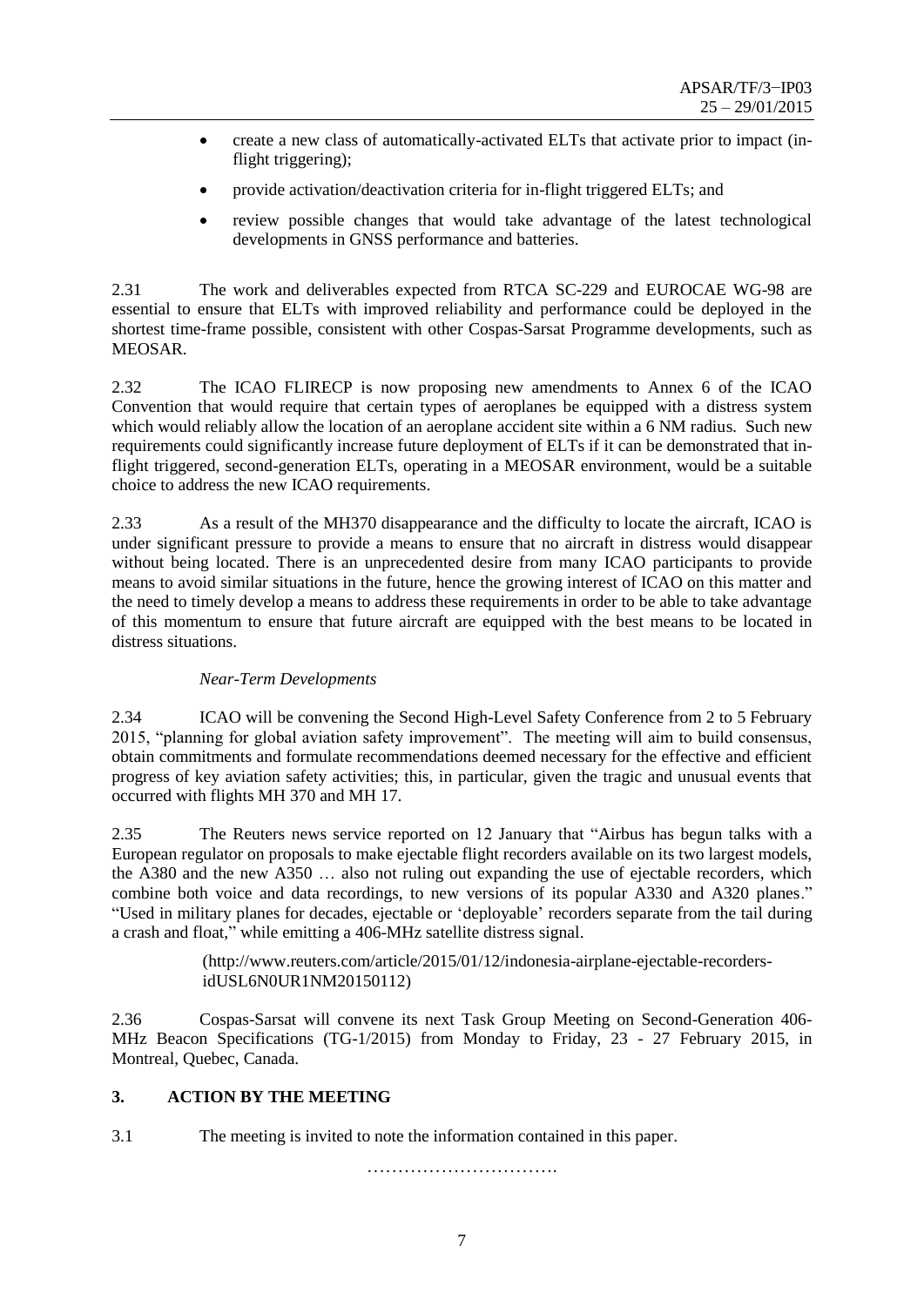- create a new class of automatically-activated ELTs that activate prior to impact (in-flight triggering);
- provide activation/deactivation criteria for in-flight triggered ELTs; and
- review possible changes that would take advantage of the latest technological developments in GNSS performance and batteries.

2.31 The work and deliverables expected from RTCA SC-229 and EUROCAE WG-98 are essential to ensure that ELTs with improved reliability and performance could be deployed in the shortest time-frame possible, consistent with other Cospas-Sarsat Programme developments, such as MEOSAR.

2.32 The ICAO FLIRECP is now proposing new amendments to Annex 6 of the ICAO Convention that would require that certain types of aeroplanes be equipped with a distress system which would reliably allow the location of an aeroplane accident site within a 6 NM radius. Such new requirements could significantly increase future deployment of ELTs if it can be demonstrated that in-flight triggered, second-generation ELTs, operating in a MEOSAR environment, would be a suitable choice to address the new ICAO requirements.

2.33 As a result of the MH370 disappearance and the difficulty to locate the aircraft, ICAO is under significant pressure to provide a means to ensure that no aircraft in distress would disappear without being located. There is an unprecedented desire from many ICAO participants to provide means to avoid similar situations in the future, hence the growing interest of ICAO on this matter and the need to timely develop a means to address these requirements in order to be able to take advantage of this momentum to ensure that future aircraft are equipped with the best means to be located in distress situations.

*Near-Term Developments*

2.34 ICAO will be convening the Second High-Level Safety Conference from 2 to 5 February 2015, "planning for global aviation safety improvement". The meeting will aim to build consensus, obtain commitments and formulate recommendations deemed necessary for the effective and efficient progress of key aviation safety activities; this, in particular, given the tragic and unusual events that occurred with flights MH 370 and MH 17.

2.35 The Reuters news service reported on 12 January that "Airbus has begun talks with a European regulator on proposals to make ejectable flight recorders available on its two largest models, the A380 and the new A350 … also not ruling out expanding the use of ejectable recorders, which combine both voice and data recordings, to new versions of its popular A330 and A320 planes." "Used in military planes for decades, ejectable or 'deployable' recorders separate from the tail during a crash and float," while emitting a 406-MHz satellite distress signal.

(http://www.reuters.com/article/2015/01/12/indonesia-airplane-ejectable-recorders-idUSL6N0UR1NM20150112)

2.36 Cospas-Sarsat will convene its next Task Group Meeting on Second-Generation 406-MHz Beacon Specifications (TG-1/2015) from Monday to Friday, 23 - 27 February 2015, in Montreal, Quebec, Canada.

## 3. ACTION BY THE MEETING

3.1 The meeting is invited to note the information contained in this paper.

………………………….